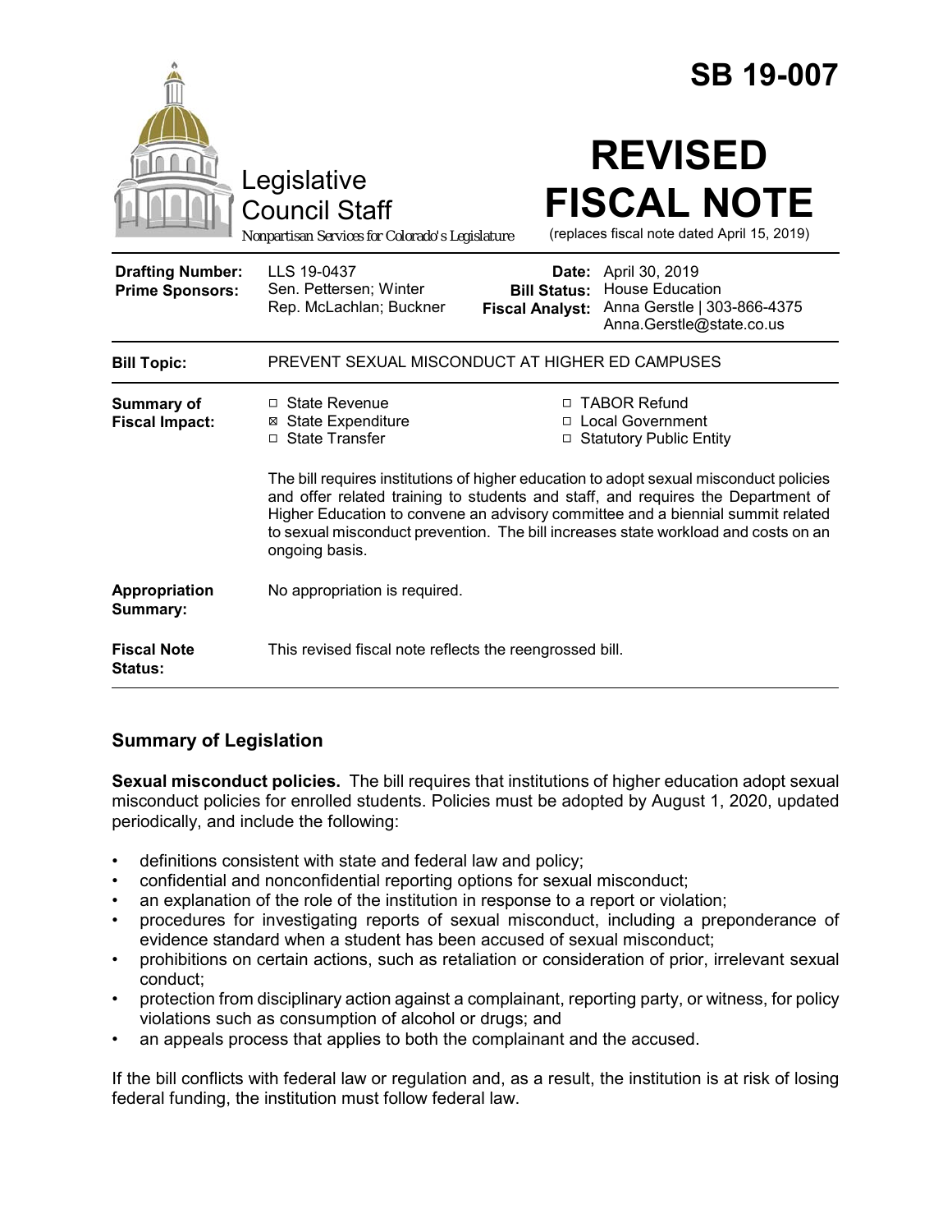# SB 19-007

Legislative Council Staff

*Nonpartisan Services for Colorado's Legislature*

# REVISED FISCAL NOTE

(replaces fiscal note dated April 15, 2019)

| | | | |
|---|---|---|---|
| **Drafting Number:** | LLS 19-0437 | **Date:** | April 30, 2019 |
| **Prime Sponsors:** | Sen. Pettersen; Winter<br>Rep. McLachlan; Buckner | **Bill Status:** | House Education |
| | | **Fiscal Analyst:** | Anna Gerstle \| 303-866-4375<br>Anna.Gerstle@state.co.us |

| | |
|---|---|
| **Bill Topic:** | PREVENT SEXUAL MISCONDUCT AT HIGHER ED CAMPUSES |
| **Summary of Fiscal Impact:** | ☐ State Revenue ☒ State Expenditure ☐ State Transfer ☐ TABOR Refund ☐ Local Government ☐ Statutory Public Entity<br><br>The bill requires institutions of higher education to adopt sexual misconduct policies and offer related training to students and staff, and requires the Department of Higher Education to convene an advisory committee and a biennial summit related to sexual misconduct prevention. The bill increases state workload and costs on an ongoing basis. |
| **Appropriation Summary:** | No appropriation is required. |
| **Fiscal Note Status:** | This revised fiscal note reflects the reengrossed bill. |

## Summary of Legislation

**Sexual misconduct policies.** The bill requires that institutions of higher education adopt sexual misconduct policies for enrolled students. Policies must be adopted by August 1, 2020, updated periodically, and include the following:

- definitions consistent with state and federal law and policy;
- confidential and nonconfidential reporting options for sexual misconduct;
- an explanation of the role of the institution in response to a report or violation;
- procedures for investigating reports of sexual misconduct, including a preponderance of evidence standard when a student has been accused of sexual misconduct;
- prohibitions on certain actions, such as retaliation or consideration of prior, irrelevant sexual conduct;
- protection from disciplinary action against a complainant, reporting party, or witness, for policy violations such as consumption of alcohol or drugs; and
- an appeals process that applies to both the complainant and the accused.

If the bill conflicts with federal law or regulation and, as a result, the institution is at risk of losing federal funding, the institution must follow federal law.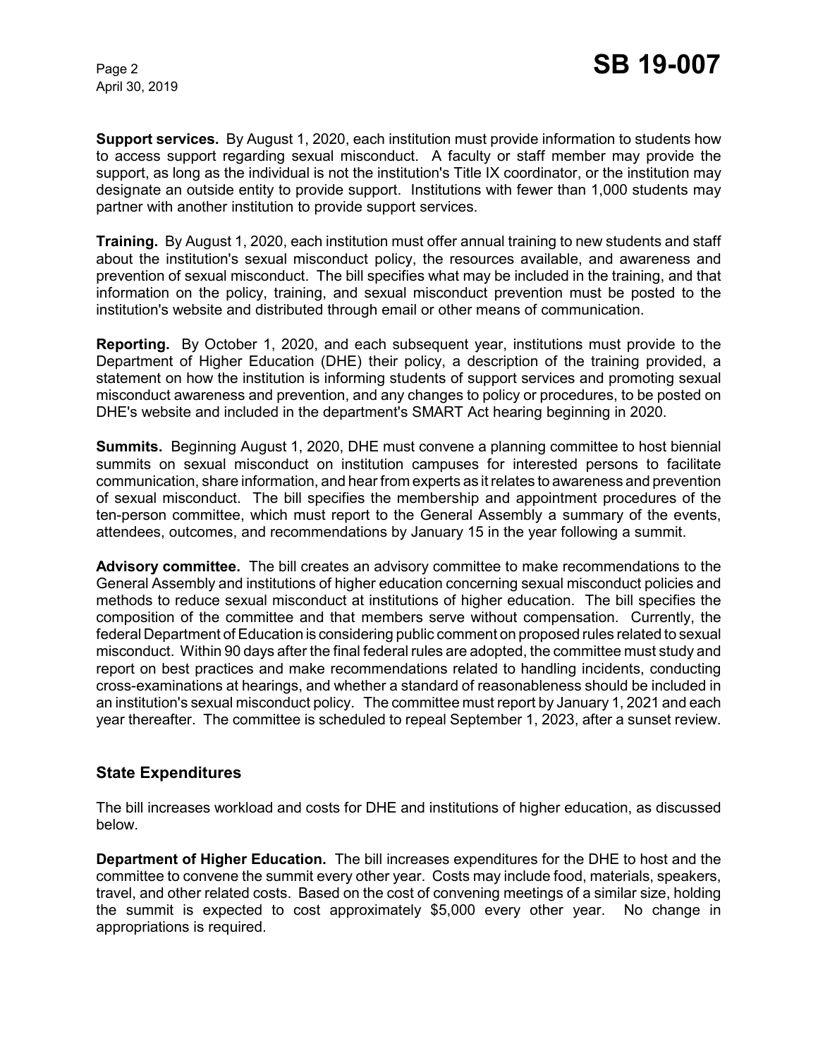**Support services.** By August 1, 2020, each institution must provide information to students how to access support regarding sexual misconduct. A faculty or staff member may provide the support, as long as the individual is not the institution's Title IX coordinator, or the institution may designate an outside entity to provide support. Institutions with fewer than 1,000 students may partner with another institution to provide support services.

**Training.** By August 1, 2020, each institution must offer annual training to new students and staff about the institution's sexual misconduct policy, the resources available, and awareness and prevention of sexual misconduct. The bill specifies what may be included in the training, and that information on the policy, training, and sexual misconduct prevention must be posted to the institution's website and distributed through email or other means of communication.

**Reporting.** By October 1, 2020, and each subsequent year, institutions must provide to the Department of Higher Education (DHE) their policy, a description of the training provided, a statement on how the institution is informing students of support services and promoting sexual misconduct awareness and prevention, and any changes to policy or procedures, to be posted on DHE's website and included in the department's SMART Act hearing beginning in 2020.

**Summits.** Beginning August 1, 2020, DHE must convene a planning committee to host biennial summits on sexual misconduct on institution campuses for interested persons to facilitate communication, share information, and hear from experts as it relates to awareness and prevention of sexual misconduct. The bill specifies the membership and appointment procedures of the ten-person committee, which must report to the General Assembly a summary of the events, attendees, outcomes, and recommendations by January 15 in the year following a summit.

**Advisory committee.** The bill creates an advisory committee to make recommendations to the General Assembly and institutions of higher education concerning sexual misconduct policies and methods to reduce sexual misconduct at institutions of higher education. The bill specifies the composition of the committee and that members serve without compensation. Currently, the federal Department of Education is considering public comment on proposed rules related to sexual misconduct. Within 90 days after the final federal rules are adopted, the committee must study and report on best practices and make recommendations related to handling incidents, conducting cross-examinations at hearings, and whether a standard of reasonableness should be included in an institution's sexual misconduct policy. The committee must report by January 1, 2021 and each year thereafter. The committee is scheduled to repeal September 1, 2023, after a sunset review.

## State Expenditures

The bill increases workload and costs for DHE and institutions of higher education, as discussed below.

**Department of Higher Education.** The bill increases expenditures for the DHE to host and the committee to convene the summit every other year. Costs may include food, materials, speakers, travel, and other related costs. Based on the cost of convening meetings of a similar size, holding the summit is expected to cost approximately $5,000 every other year. No change in appropriations is required.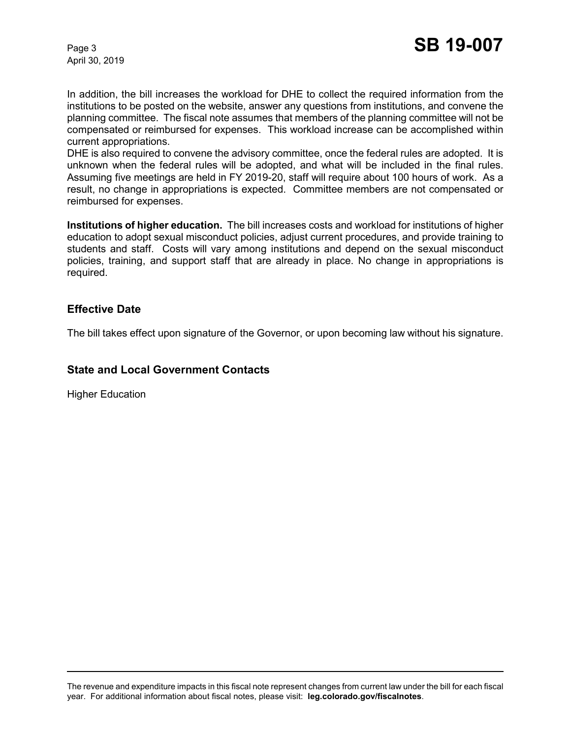In addition, the bill increases the workload for DHE to collect the required information from the institutions to be posted on the website, answer any questions from institutions, and convene the planning committee. The fiscal note assumes that members of the planning committee will not be compensated or reimbursed for expenses. This workload increase can be accomplished within current appropriations.

DHE is also required to convene the advisory committee, once the federal rules are adopted. It is unknown when the federal rules will be adopted, and what will be included in the final rules. Assuming five meetings are held in FY 2019-20, staff will require about 100 hours of work. As a result, no change in appropriations is expected. Committee members are not compensated or reimbursed for expenses.

**Institutions of higher education.** The bill increases costs and workload for institutions of higher education to adopt sexual misconduct policies, adjust current procedures, and provide training to students and staff. Costs will vary among institutions and depend on the sexual misconduct policies, training, and support staff that are already in place. No change in appropriations is required.

## Effective Date

The bill takes effect upon signature of the Governor, or upon becoming law without his signature.

## State and Local Government Contacts

Higher Education

The revenue and expenditure impacts in this fiscal note represent changes from current law under the bill for each fiscal year. For additional information about fiscal notes, please visit: **leg.colorado.gov/fiscalnotes**.